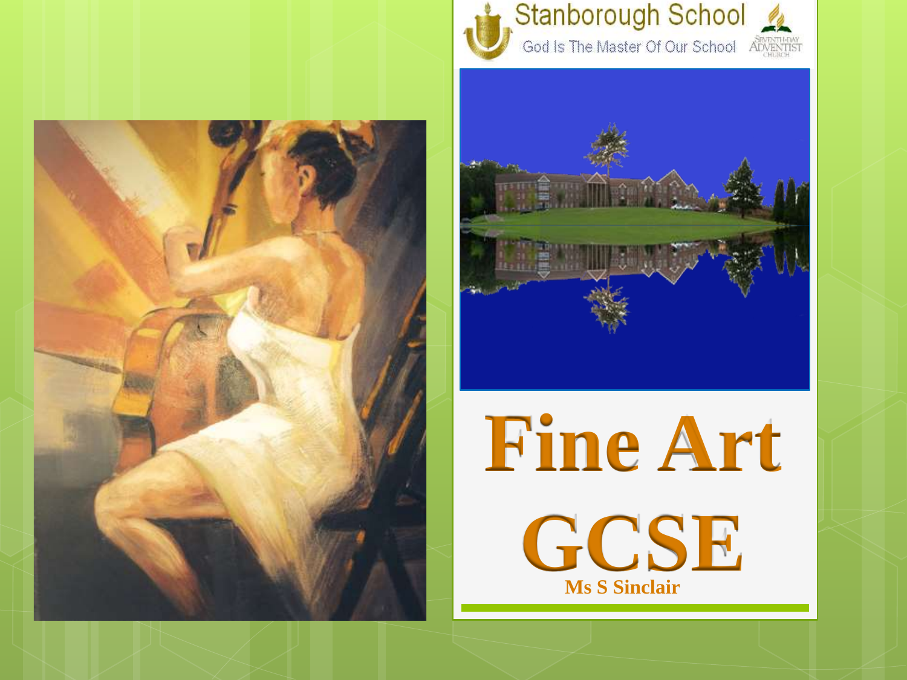Stanborough School

God Is The Master Of Our School

Seventh-day Adventist Church

# Fine Art GCSE

**Ms S Sinclair**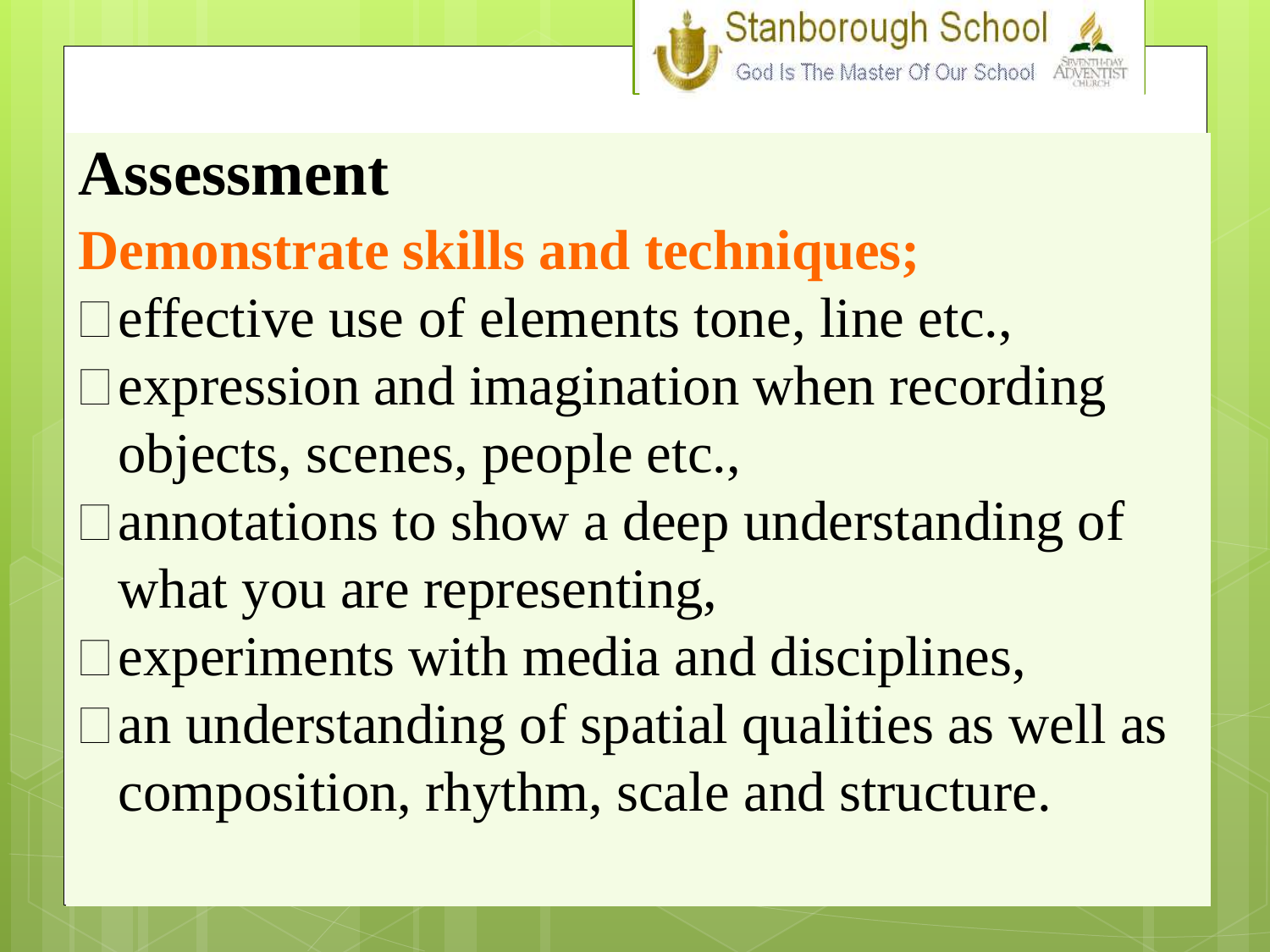# Assessment

## Demonstrate skills and techniques;

- effective use of elements tone, line etc.,
- expression and imagination when recording objects, scenes, people etc.,
- annotations to show a deep understanding of what you are representing,
- experiments with media and disciplines,
- an understanding of spatial qualities as well as composition, rhythm, scale and structure.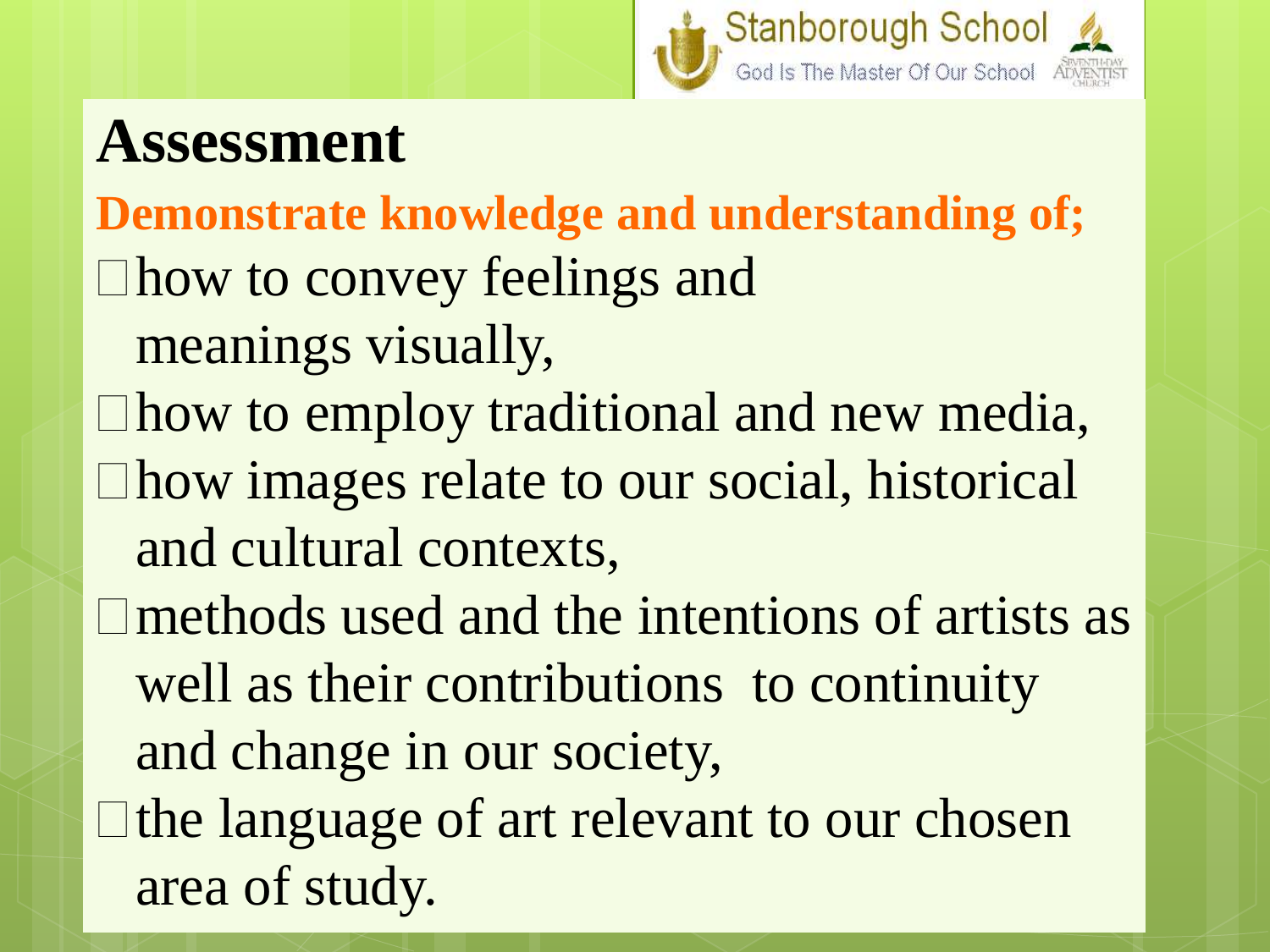# Assessment

**Demonstrate knowledge and understanding of;**

- how to convey feelings and meanings visually,
- how to employ traditional and new media,
- how images relate to our social, historical and cultural contexts,
- methods used and the intentions of artists as well as their contributions to continuity and change in our society,
- the language of art relevant to our chosen area of study.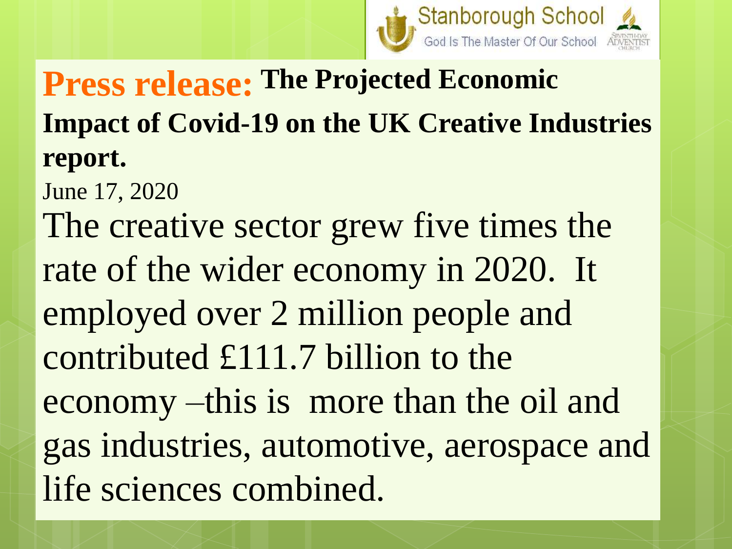**Press release:** **The Projected Economic Impact of Covid-19 on the UK Creative Industries report.**

June 17, 2020

The creative sector grew five times the rate of the wider economy in 2020. It employed over 2 million people and contributed £111.7 billion to the economy –this is more than the oil and gas industries, automotive, aerospace and life sciences combined.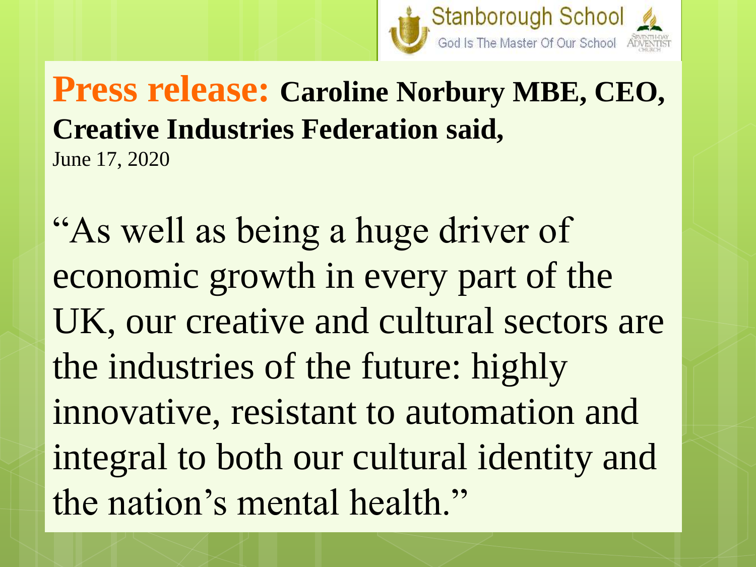**Press release:** **Caroline Norbury MBE, CEO, Creative Industries Federation said,**
June 17, 2020

"As well as being a huge driver of economic growth in every part of the UK, our creative and cultural sectors are the industries of the future: highly innovative, resistant to automation and integral to both our cultural identity and the nation's mental health."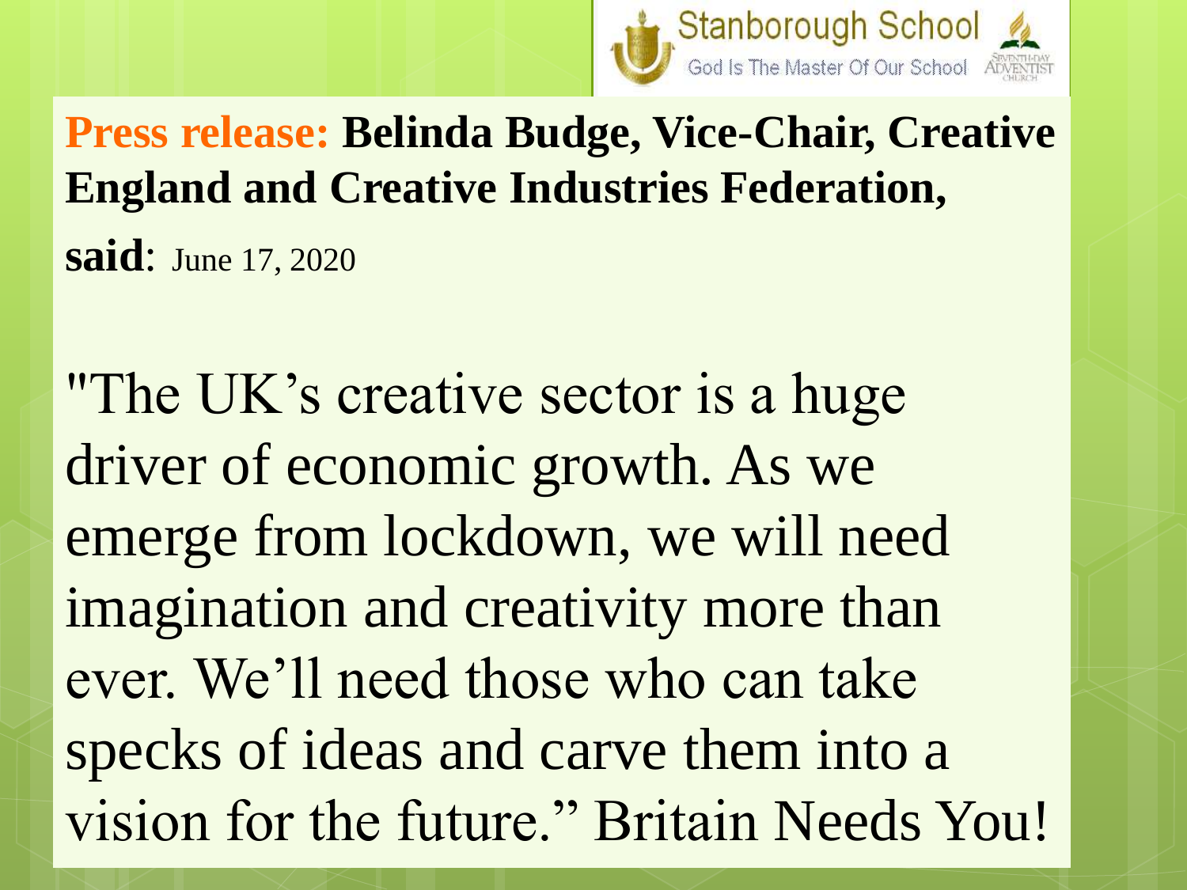Stanborough School
God Is The Master Of Our School

**Press release: Belinda Budge, Vice-Chair, Creative England and Creative Industries Federation, said**: June 17, 2020

"The UK's creative sector is a huge driver of economic growth. As we emerge from lockdown, we will need imagination and creativity more than ever. We'll need those who can take specks of ideas and carve them into a vision for the future." Britain Needs You!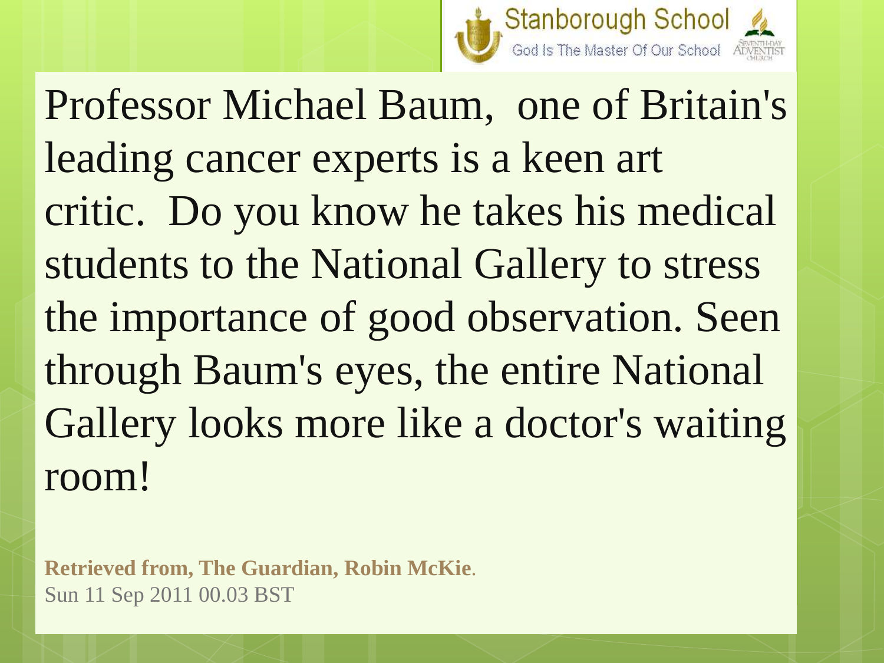Professor Michael Baum, one of Britain's leading cancer experts is a keen art critic. Do you know he takes his medical students to the National Gallery to stress the importance of good observation. Seen through Baum's eyes, the entire National Gallery looks more like a doctor's waiting room!

**Retrieved from, The Guardian, Robin McKie**.
Sun 11 Sep 2011 00.03 BST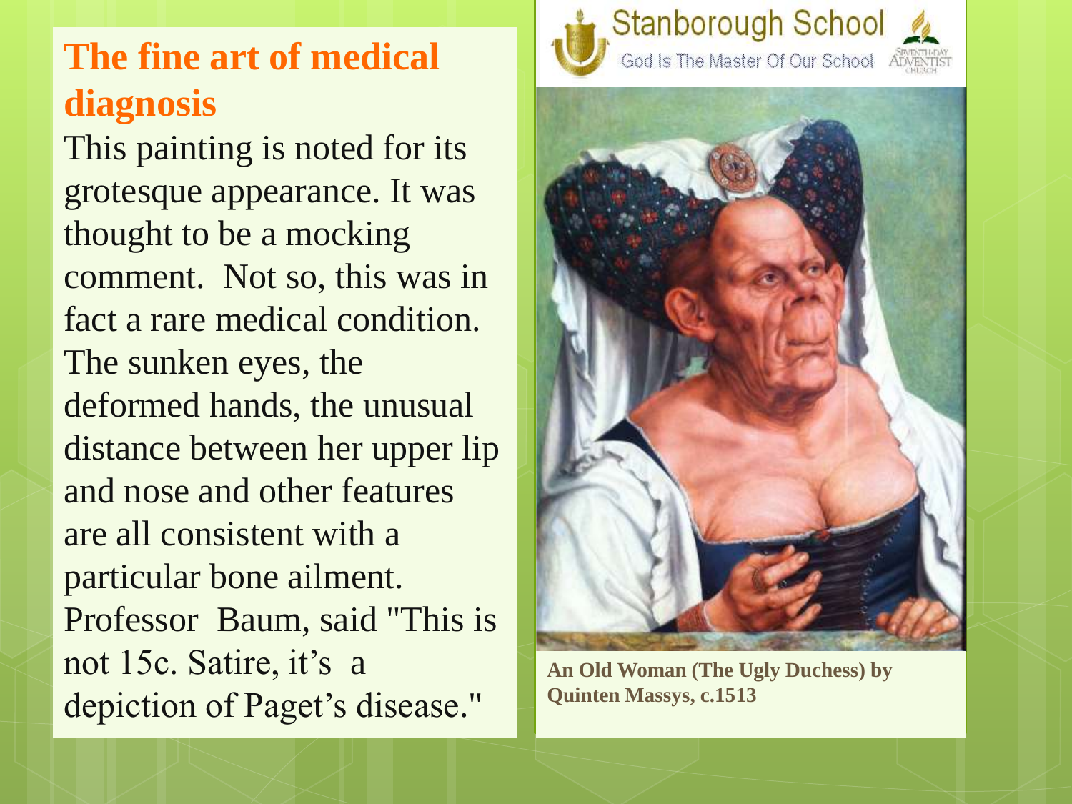# The fine art of medical diagnosis

This painting is noted for its grotesque appearance. It was thought to be a mocking comment. Not so, this was in fact a rare medical condition. The sunken eyes, the deformed hands, the unusual distance between her upper lip and nose and other features are all consistent with a particular bone ailment. Professor Baum, said "This is not 15c. Satire, it's a depiction of Paget's disease."

Stanborough School

God Is The Master Of Our School

**An Old Woman (The Ugly Duchess) by Quinten Massys, c.1513**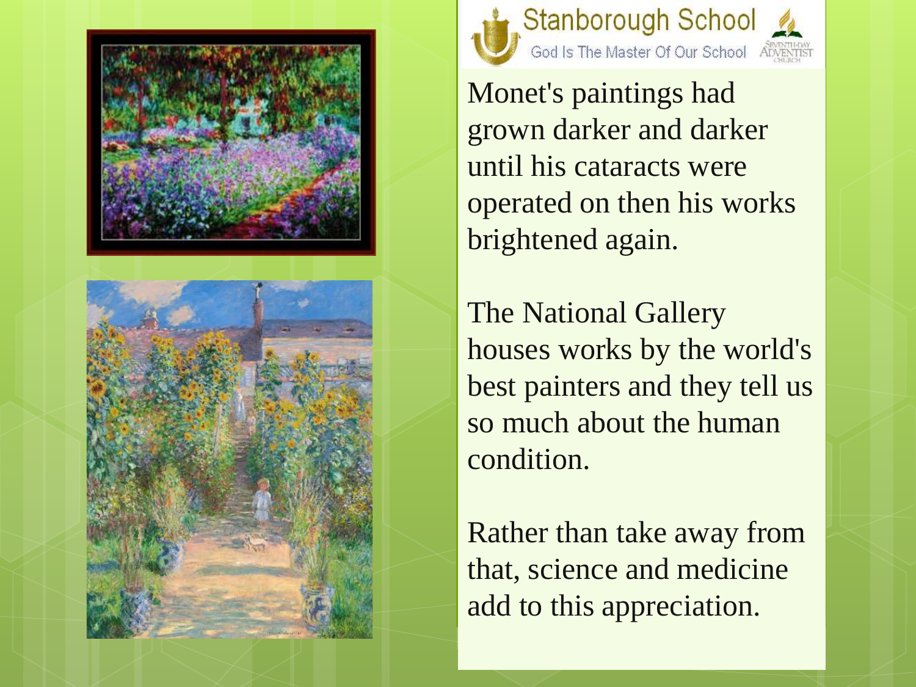Monet's paintings had grown darker and darker until his cataracts were operated on then his works brightened again.

The National Gallery houses works by the world's best painters and they tell us so much about the human condition.

Rather than take away from that, science and medicine add to this appreciation.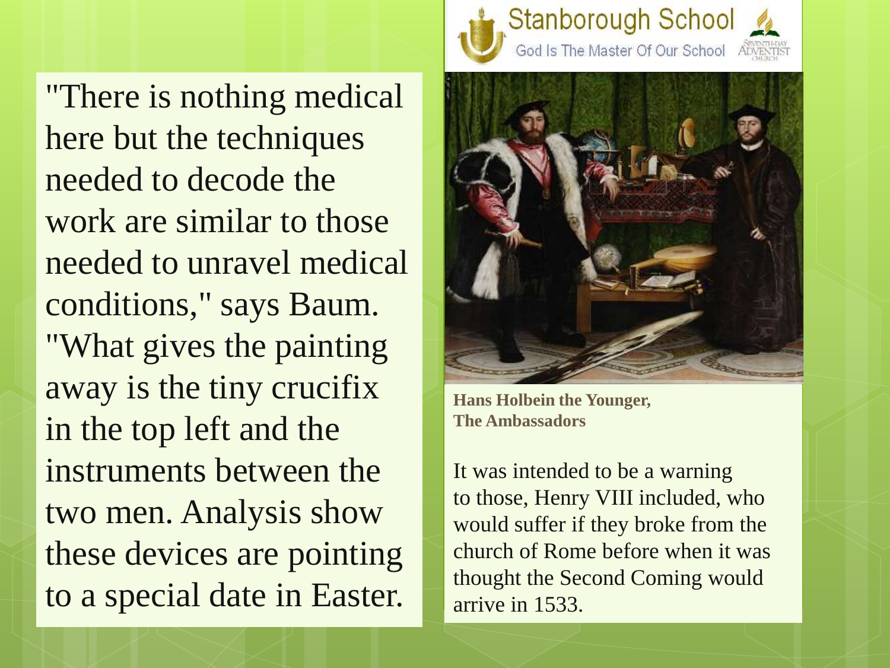"There is nothing medical here but the techniques needed to decode the work are similar to those needed to unravel medical conditions," says Baum. "What gives the painting away is the tiny crucifix in the top left and the instruments between the two men. Analysis show these devices are pointing to a special date in Easter.

Stanborough School

God Is The Master Of Our School

**Hans Holbein the Younger, The Ambassadors**

It was intended to be a warning to those, Henry VIII included, who would suffer if they broke from the church of Rome before when it was thought the Second Coming would arrive in 1533.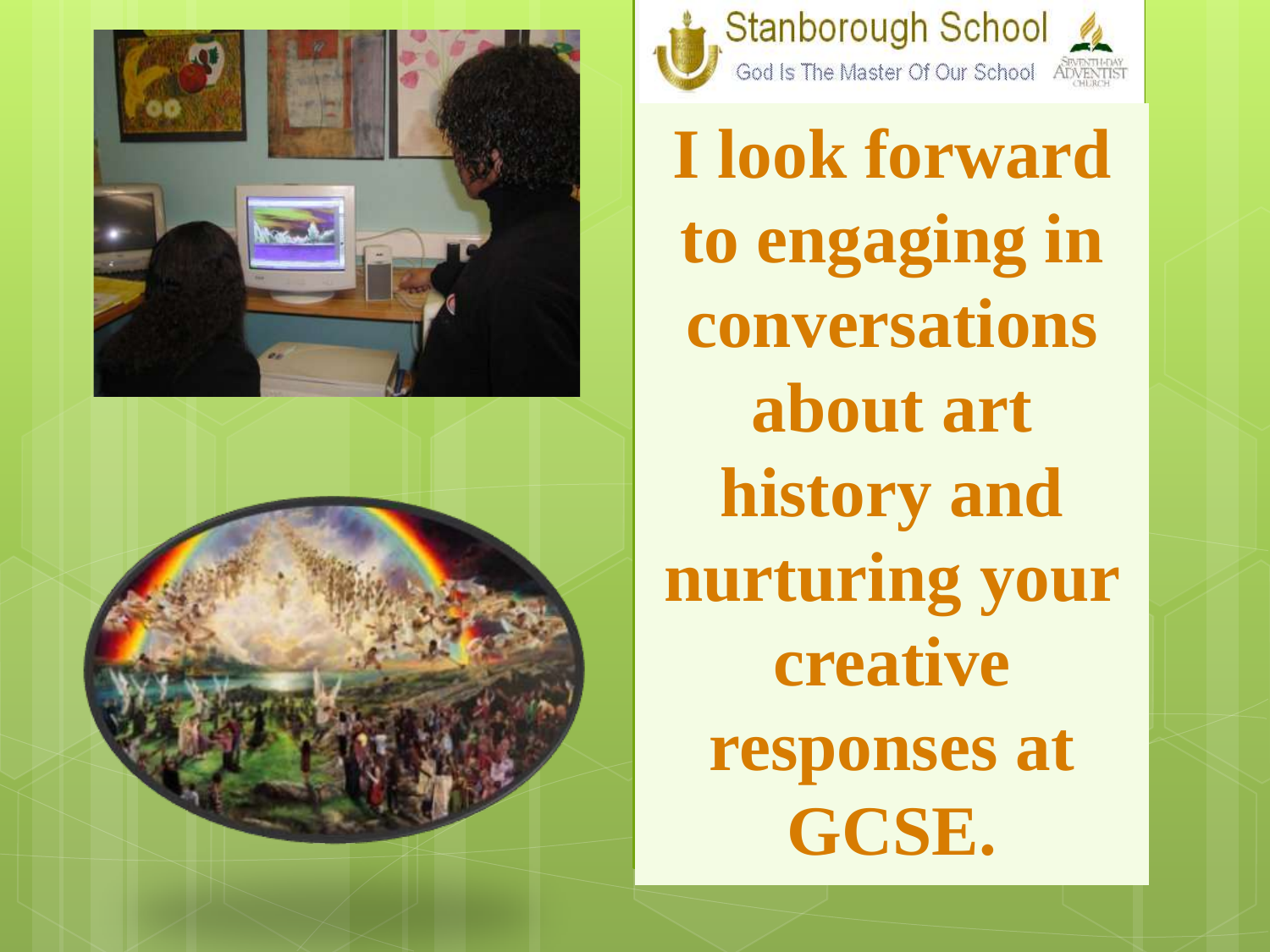Stanborough School

God Is The Master Of Our School

Seventh-day Adventist Church

**I look forward to engaging in conversations about art history and nurturing your creative responses at GCSE.**